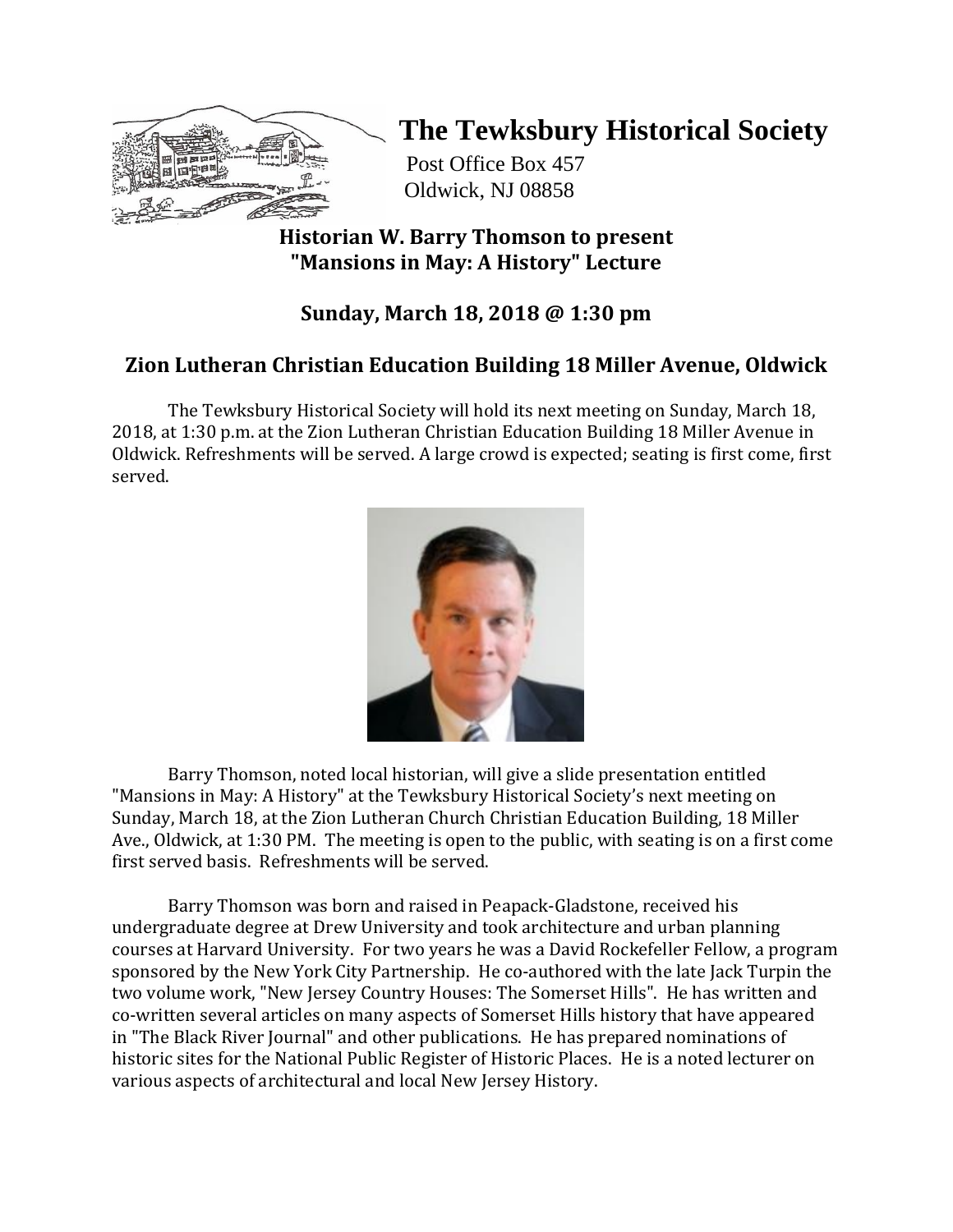# The Tewksbury Historical Society

Post Office Box 457
Oldwick, NJ 08858

## Historian W. Barry Thomson to present "Mansions in May: A History" Lecture

## Sunday, March 18, 2018 @ 1:30 pm

## Zion Lutheran Christian Education Building 18 Miller Avenue, Oldwick

The Tewksbury Historical Society will hold its next meeting on Sunday, March 18, 2018, at 1:30 p.m. at the Zion Lutheran Christian Education Building 18 Miller Avenue in Oldwick. Refreshments will be served. A large crowd is expected; seating is first come, first served.

Barry Thomson, noted local historian, will give a slide presentation entitled "Mansions in May: A History" at the Tewksbury Historical Society's next meeting on Sunday, March 18, at the Zion Lutheran Church Christian Education Building, 18 Miller Ave., Oldwick, at 1:30 PM. The meeting is open to the public, with seating is on a first come first served basis. Refreshments will be served.

Barry Thomson was born and raised in Peapack-Gladstone, received his undergraduate degree at Drew University and took architecture and urban planning courses at Harvard University. For two years he was a David Rockefeller Fellow, a program sponsored by the New York City Partnership. He co-authored with the late Jack Turpin the two volume work, "New Jersey Country Houses: The Somerset Hills". He has written and co-written several articles on many aspects of Somerset Hills history that have appeared in "The Black River Journal" and other publications. He has prepared nominations of historic sites for the National Public Register of Historic Places. He is a noted lecturer on various aspects of architectural and local New Jersey History.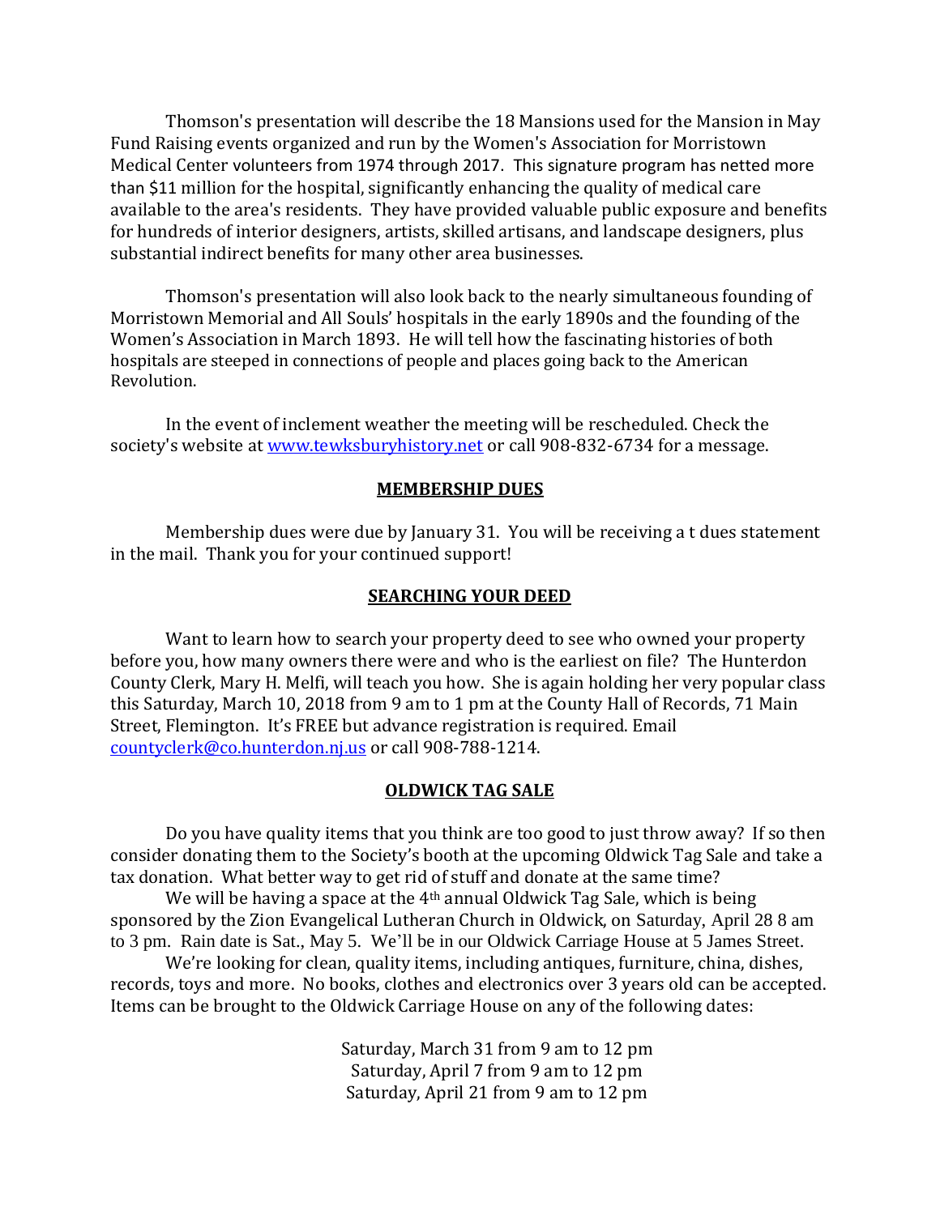Thomson's presentation will describe the 18 Mansions used for the Mansion in May Fund Raising events organized and run by the Women's Association for Morristown Medical Center volunteers from 1974 through 2017. This signature program has netted more than $11 million for the hospital, significantly enhancing the quality of medical care available to the area's residents. They have provided valuable public exposure and benefits for hundreds of interior designers, artists, skilled artisans, and landscape designers, plus substantial indirect benefits for many other area businesses.

Thomson's presentation will also look back to the nearly simultaneous founding of Morristown Memorial and All Souls' hospitals in the early 1890s and the founding of the Women's Association in March 1893. He will tell how the fascinating histories of both hospitals are steeped in connections of people and places going back to the American Revolution.

In the event of inclement weather the meeting will be rescheduled. Check the society's website at [www.tewksburyhistory.net](http://www.tewksburyhistory.net) or call 908-832-6734 for a message.

## MEMBERSHIP DUES

Membership dues were due by January 31. You will be receiving a t dues statement in the mail. Thank you for your continued support!

## SEARCHING YOUR DEED

Want to learn how to search your property deed to see who owned your property before you, how many owners there were and who is the earliest on file? The Hunterdon County Clerk, Mary H. Melfi, will teach you how. She is again holding her very popular class this Saturday, March 10, 2018 from 9 am to 1 pm at the County Hall of Records, 71 Main Street, Flemington. It's FREE but advance registration is required. Email [countyclerk@co.hunterdon.nj.us](mailto:countyclerk@co.hunterdon.nj.us) or call 908-788-1214.

## OLDWICK TAG SALE

Do you have quality items that you think are too good to just throw away? If so then consider donating them to the Society's booth at the upcoming Oldwick Tag Sale and take a tax donation. What better way to get rid of stuff and donate at the same time?

We will be having a space at the 4th annual Oldwick Tag Sale, which is being sponsored by the Zion Evangelical Lutheran Church in Oldwick, on Saturday, April 28 8 am to 3 pm. Rain date is Sat., May 5. We'll be in our Oldwick Carriage House at 5 James Street.

We're looking for clean, quality items, including antiques, furniture, china, dishes, records, toys and more. No books, clothes and electronics over 3 years old can be accepted. Items can be brought to the Oldwick Carriage House on any of the following dates:

Saturday, March 31 from 9 am to 12 pm
Saturday, April 7 from 9 am to 12 pm
Saturday, April 21 from 9 am to 12 pm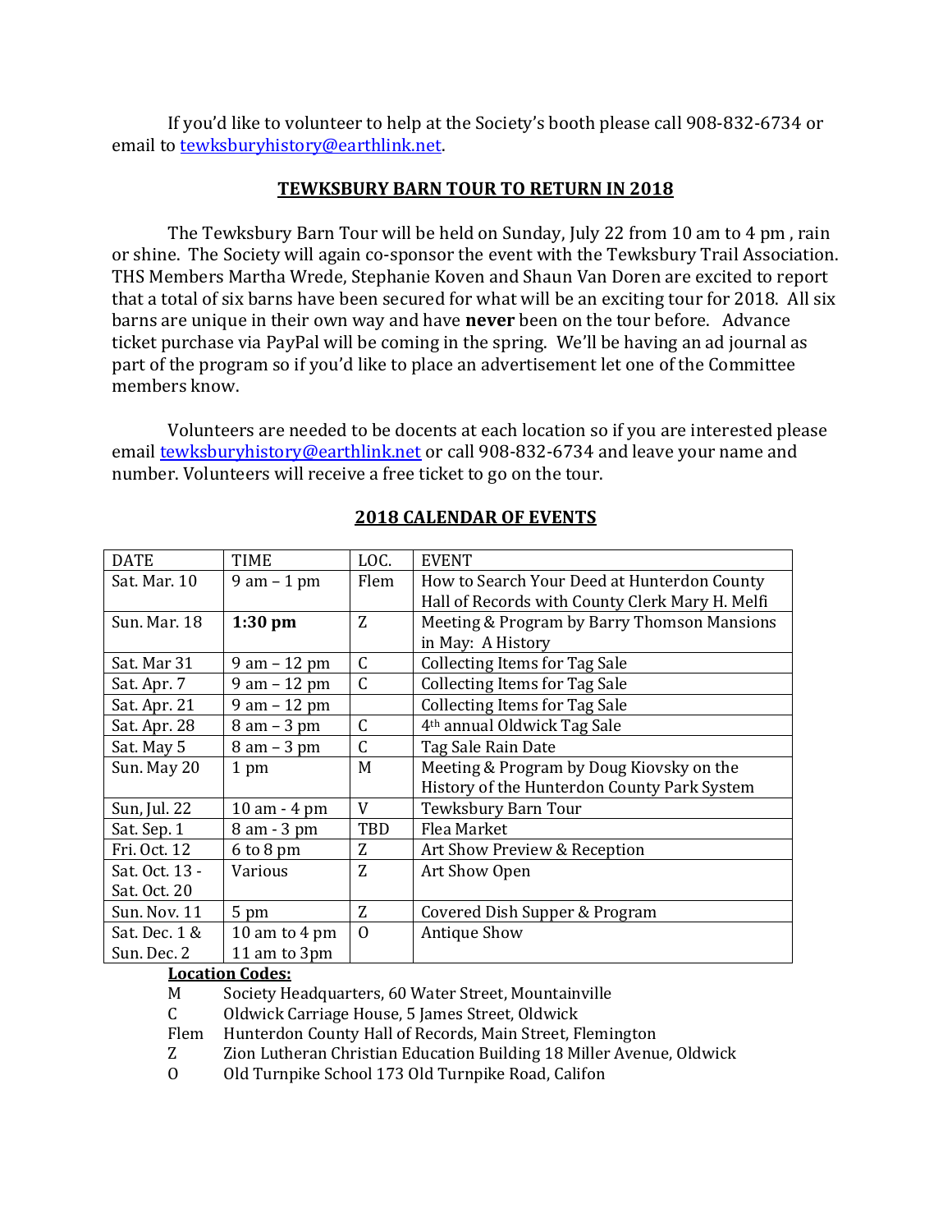If you'd like to volunteer to help at the Society's booth please call 908-832-6734 or email to tewksburyhistory@earthlink.net.

## TEWKSBURY BARN TOUR TO RETURN IN 2018

The Tewksbury Barn Tour will be held on Sunday, July 22 from 10 am to 4 pm , rain or shine. The Society will again co-sponsor the event with the Tewksbury Trail Association. THS Members Martha Wrede, Stephanie Koven and Shaun Van Doren are excited to report that a total of six barns have been secured for what will be an exciting tour for 2018. All six barns are unique in their own way and have **never** been on the tour before. Advance ticket purchase via PayPal will be coming in the spring. We'll be having an ad journal as part of the program so if you'd like to place an advertisement let one of the Committee members know.

Volunteers are needed to be docents at each location so if you are interested please email tewksburyhistory@earthlink.net or call 908-832-6734 and leave your name and number. Volunteers will receive a free ticket to go on the tour.

## 2018 CALENDAR OF EVENTS

| DATE | TIME | LOC. | EVENT |
|---|---|---|---|
| Sat. Mar. 10 | 9 am – 1 pm | Flem | How to Search Your Deed at Hunterdon County Hall of Records with County Clerk Mary H. Melfi |
| Sun. Mar. 18 | **1:30 pm** | Z | Meeting & Program by Barry Thomson Mansions in May: A History |
| Sat. Mar 31 | 9 am – 12 pm | C | Collecting Items for Tag Sale |
| Sat. Apr. 7 | 9 am – 12 pm | C | Collecting Items for Tag Sale |
| Sat. Apr. 21 | 9 am – 12 pm | | Collecting Items for Tag Sale |
| Sat. Apr. 28 | 8 am – 3 pm | C | 4th annual Oldwick Tag Sale |
| Sat. May 5 | 8 am – 3 pm | C | Tag Sale Rain Date |
| Sun. May 20 | 1 pm | M | Meeting & Program by Doug Kiovsky on the History of the Hunterdon County Park System |
| Sun, Jul. 22 | 10 am - 4 pm | V | Tewksbury Barn Tour |
| Sat. Sep. 1 | 8 am - 3 pm | TBD | Flea Market |
| Fri. Oct. 12 | 6 to 8 pm | Z | Art Show Preview & Reception |
| Sat. Oct. 13 - Sat. Oct. 20 | Various | Z | Art Show Open |
| Sun. Nov. 11 | 5 pm | Z | Covered Dish Supper & Program |
| Sat. Dec. 1 & Sun. Dec. 2 | 10 am to 4 pm<br>11 am to 3pm | O | Antique Show |

**Location Codes:**

- M — Society Headquarters, 60 Water Street, Mountainville
- C — Oldwick Carriage House, 5 James Street, Oldwick
- Flem — Hunterdon County Hall of Records, Main Street, Flemington
- Z — Zion Lutheran Christian Education Building 18 Miller Avenue, Oldwick
- O — Old Turnpike School 173 Old Turnpike Road, Califon